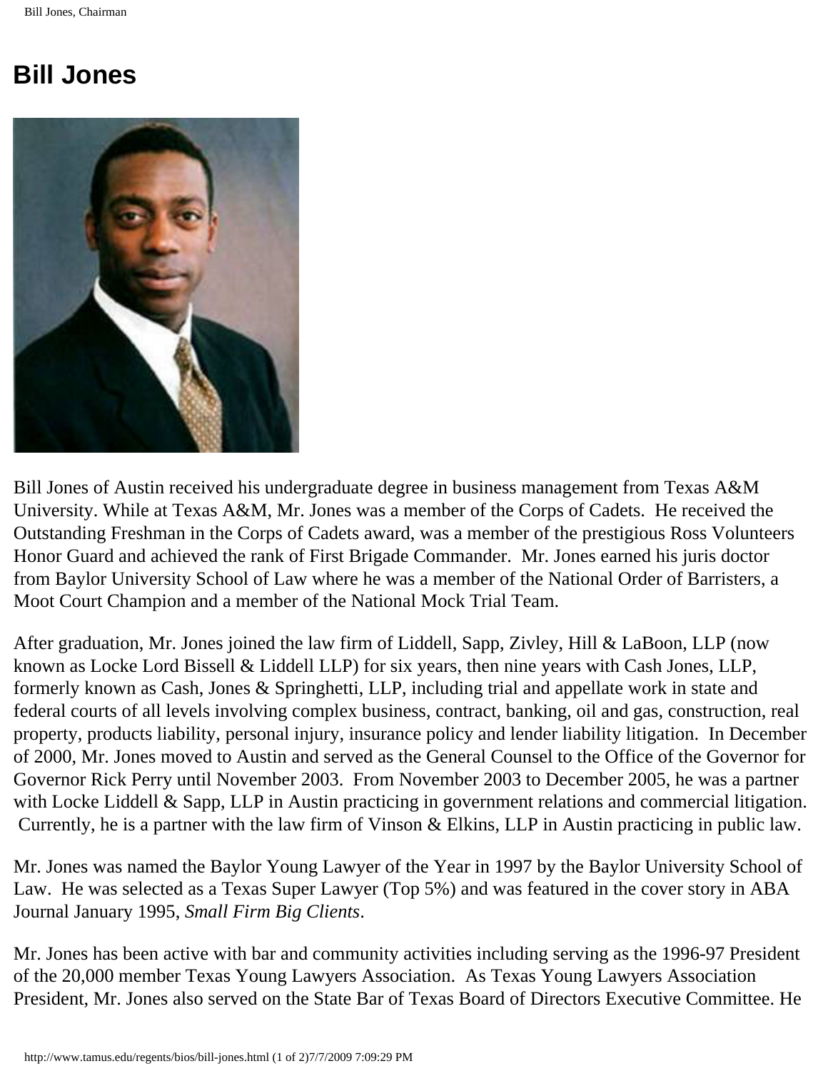# Bill Jones

Bill Jones of Austin received his undergraduate degree in business management from Texas A&M University. While at Texas A&M, Mr. Jones was a member of the Corps of Cadets. He received the Outstanding Freshman in the Corps of Cadets award, was a member of the prestigious Ross Volunteers Honor Guard and achieved the rank of First Brigade Commander. Mr. Jones earned his juris doctor from Baylor University School of Law where he was a member of the National Order of Barristers, a Moot Court Champion and a member of the National Mock Trial Team.

After graduation, Mr. Jones joined the law firm of Liddell, Sapp, Zivley, Hill & LaBoon, LLP (now known as Locke Lord Bissell & Liddell LLP) for six years, then nine years with Cash Jones, LLP, formerly known as Cash, Jones & Springhetti, LLP, including trial and appellate work in state and federal courts of all levels involving complex business, contract, banking, oil and gas, construction, real property, products liability, personal injury, insurance policy and lender liability litigation. In December of 2000, Mr. Jones moved to Austin and served as the General Counsel to the Office of the Governor for Governor Rick Perry until November 2003. From November 2003 to December 2005, he was a partner with Locke Liddell & Sapp, LLP in Austin practicing in government relations and commercial litigation. Currently, he is a partner with the law firm of Vinson & Elkins, LLP in Austin practicing in public law.

Mr. Jones was named the Baylor Young Lawyer of the Year in 1997 by the Baylor University School of Law. He was selected as a Texas Super Lawyer (Top 5%) and was featured in the cover story in ABA Journal January 1995, *Small Firm Big Clients*.

Mr. Jones has been active with bar and community activities including serving as the 1996-97 President of the 20,000 member Texas Young Lawyers Association. As Texas Young Lawyers Association President, Mr. Jones also served on the State Bar of Texas Board of Directors Executive Committee. He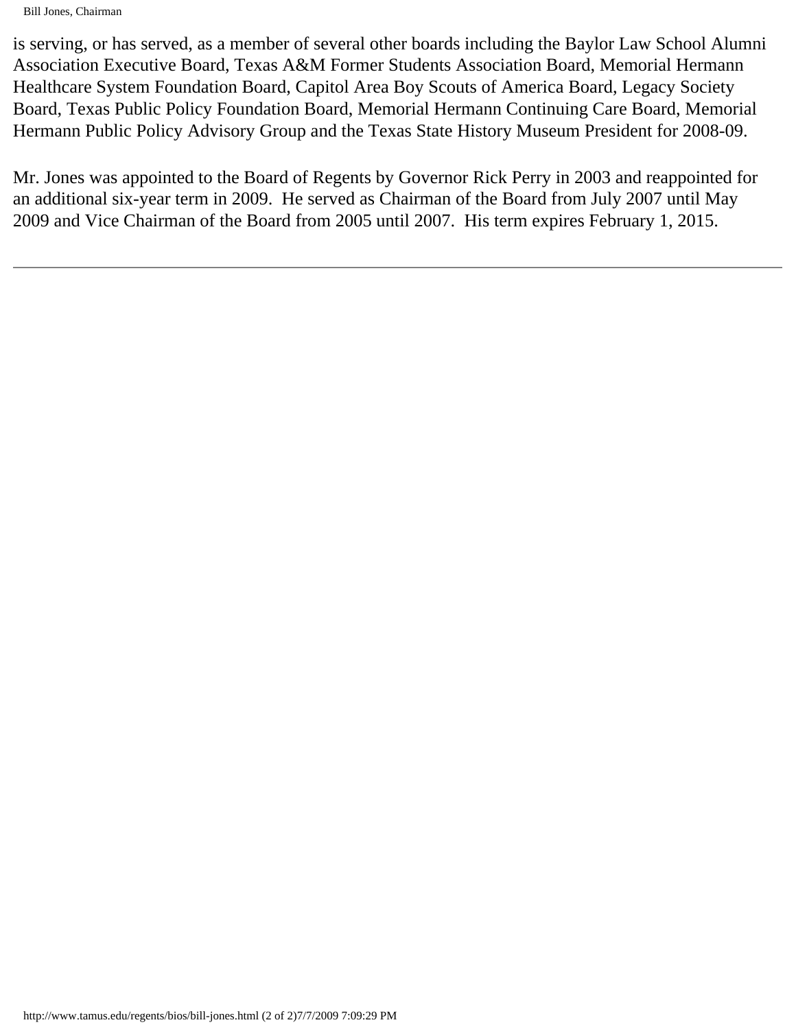is serving, or has served, as a member of several other boards including the Baylor Law School Alumni Association Executive Board, Texas A&M Former Students Association Board, Memorial Hermann Healthcare System Foundation Board, Capitol Area Boy Scouts of America Board, Legacy Society Board, Texas Public Policy Foundation Board, Memorial Hermann Continuing Care Board, Memorial Hermann Public Policy Advisory Group and the Texas State History Museum President for 2008-09.

Mr. Jones was appointed to the Board of Regents by Governor Rick Perry in 2003 and reappointed for an additional six-year term in 2009. He served as Chairman of the Board from July 2007 until May 2009 and Vice Chairman of the Board from 2005 until 2007. His term expires February 1, 2015.

---